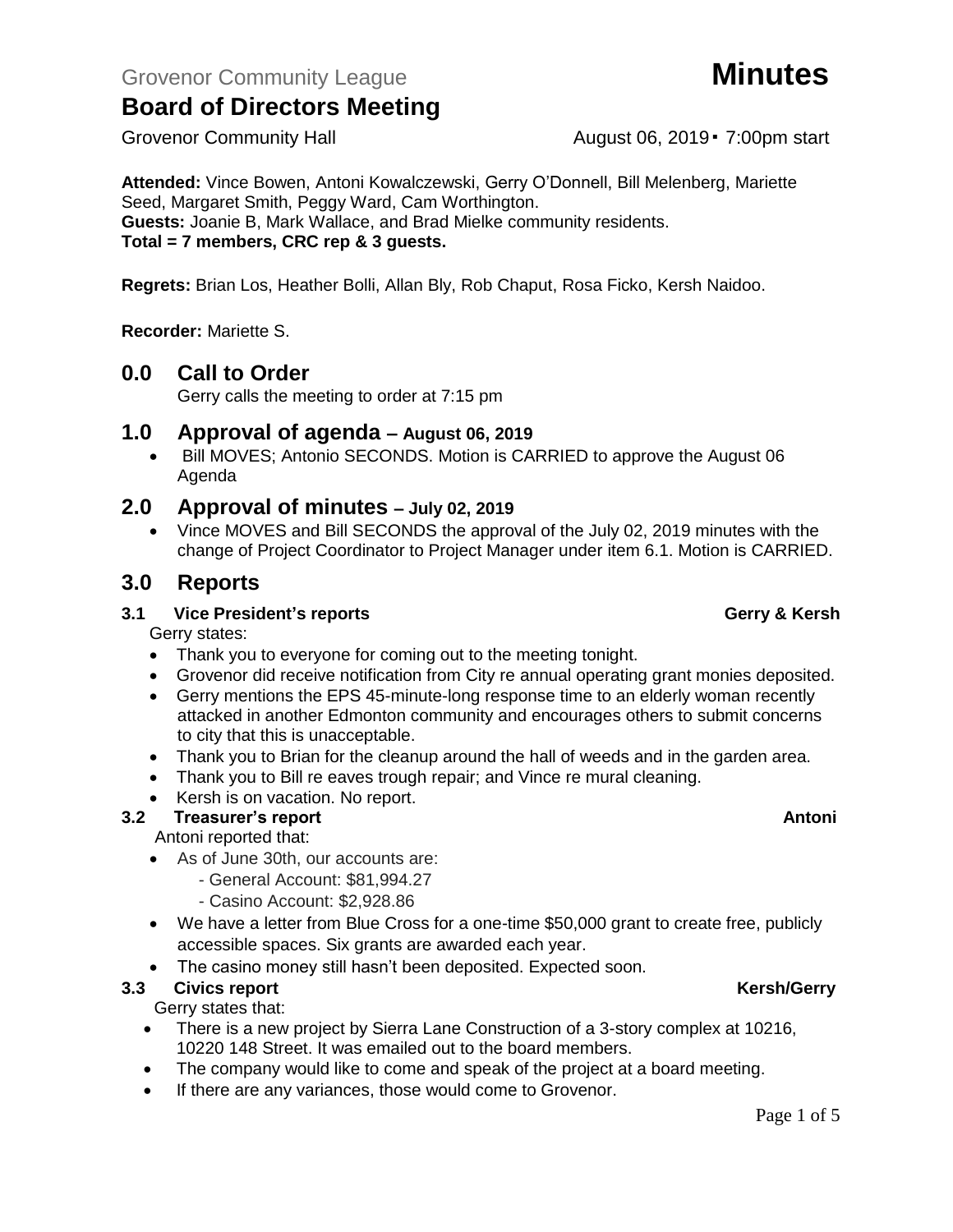Grovenor Community League **Minutes**

# Board of Directors Meeting

Grovenor Community Hall August 06, 2019 ▪ 7:00pm start

**Attended:** Vince Bowen, Antoni Kowalczewski, Gerry O'Donnell, Bill Melenberg, Mariette Seed, Margaret Smith, Peggy Ward, Cam Worthington.
**Guests:** Joanie B, Mark Wallace, and Brad Mielke community residents.
**Total = 7 members, CRC rep & 3 guests.**

**Regrets:** Brian Los, Heather Bolli, Allan Bly, Rob Chaput, Rosa Ficko, Kersh Naidoo.

**Recorder:** Mariette S.

## 0.0 Call to Order

Gerry calls the meeting to order at 7:15 pm

## 1.0 Approval of agenda – August 06, 2019

- Bill MOVES; Antonio SECONDS. Motion is CARRIED to approve the August 06 Agenda

## 2.0 Approval of minutes – July 02, 2019

- Vince MOVES and Bill SECONDS the approval of the July 02, 2019 minutes with the change of Project Coordinator to Project Manager under item 6.1. Motion is CARRIED.

## 3.0 Reports

### 3.1 Vice President's reports — Gerry & Kersh

Gerry states:

- Thank you to everyone for coming out to the meeting tonight.
- Grovenor did receive notification from City re annual operating grant monies deposited.
- Gerry mentions the EPS 45-minute-long response time to an elderly woman recently attacked in another Edmonton community and encourages others to submit concerns to city that this is unacceptable.
- Thank you to Brian for the cleanup around the hall of weeds and in the garden area.
- Thank you to Bill re eaves trough repair; and Vince re mural cleaning.
- Kersh is on vacation. No report.

### 3.2 Treasurer's report — Antoni

Antoni reported that:

- As of June 30th, our accounts are:
  - General Account: $81,994.27
  - Casino Account: $2,928.86
- We have a letter from Blue Cross for a one-time $50,000 grant to create free, publicly accessible spaces. Six grants are awarded each year.
- The casino money still hasn't been deposited. Expected soon.

### 3.3 Civics report — Kersh/Gerry

Gerry states that:

- There is a new project by Sierra Lane Construction of a 3-story complex at 10216, 10220 148 Street. It was emailed out to the board members.
- The company would like to come and speak of the project at a board meeting.
- If there are any variances, those would come to Grovenor.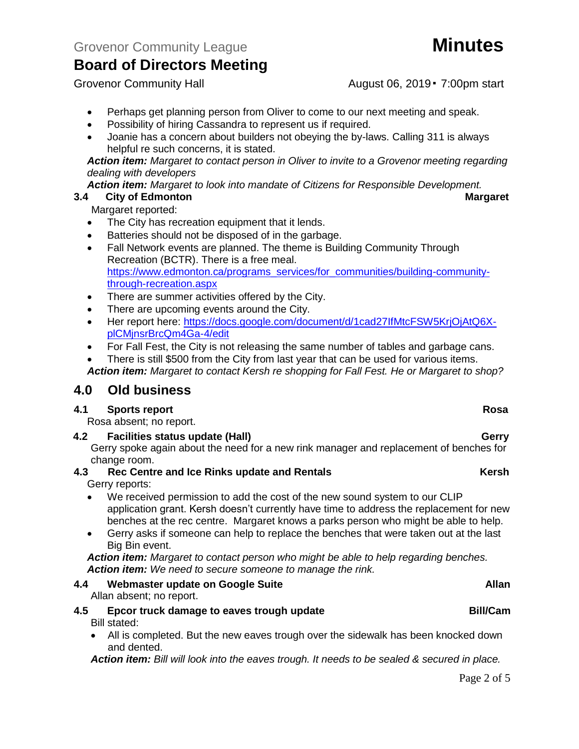- Perhaps get planning person from Oliver to come to our next meeting and speak.
- Possibility of hiring Cassandra to represent us if required.
- Joanie has a concern about builders not obeying the by-laws. Calling 311 is always helpful re such concerns, it is stated.

***Action item:*** *Margaret to contact person in Oliver to invite to a Grovenor meeting regarding dealing with developers*

***Action item:*** *Margaret to look into mandate of Citizens for Responsible Development.*

### 3.4 City of Edmonton — Margaret

Margaret reported:

- The City has recreation equipment that it lends.
- Batteries should not be disposed of in the garbage.
- Fall Network events are planned. The theme is Building Community Through Recreation (BCTR). There is a free meal. https://www.edmonton.ca/programs_services/for_communities/building-community-through-recreation.aspx
- There are summer activities offered by the City.
- There are upcoming events around the City.
- Her report here: https://docs.google.com/document/d/1cad27IfMtcFSW5KrjOjAtQ6X-plCMjnsrBrcQm4Ga-4/edit
- For Fall Fest, the City is not releasing the same number of tables and garbage cans.
- There is still $500 from the City from last year that can be used for various items.

***Action item:*** *Margaret to contact Kersh re shopping for Fall Fest. He or Margaret to shop?*

## 4.0 Old business

### 4.1 Sports report — Rosa

Rosa absent; no report.

### 4.2 Facilities status update (Hall) — Gerry

Gerry spoke again about the need for a new rink manager and replacement of benches for change room.

### 4.3 Rec Centre and Ice Rinks update and Rentals — Kersh

Gerry reports:

- We received permission to add the cost of the new sound system to our CLIP application grant. Kersh doesn't currently have time to address the replacement for new benches at the rec centre. Margaret knows a parks person who might be able to help.
- Gerry asks if someone can help to replace the benches that were taken out at the last Big Bin event.

***Action item:*** *Margaret to contact person who might be able to help regarding benches.*

***Action item:*** *We need to secure someone to manage the rink.*

### 4.4 Webmaster update on Google Suite — Allan

Allan absent; no report.

### 4.5 Epcor truck damage to eaves trough update — Bill/Cam

Bill stated:

- All is completed. But the new eaves trough over the sidewalk has been knocked down and dented.

***Action item:*** *Bill will look into the eaves trough. It needs to be sealed & secured in place.*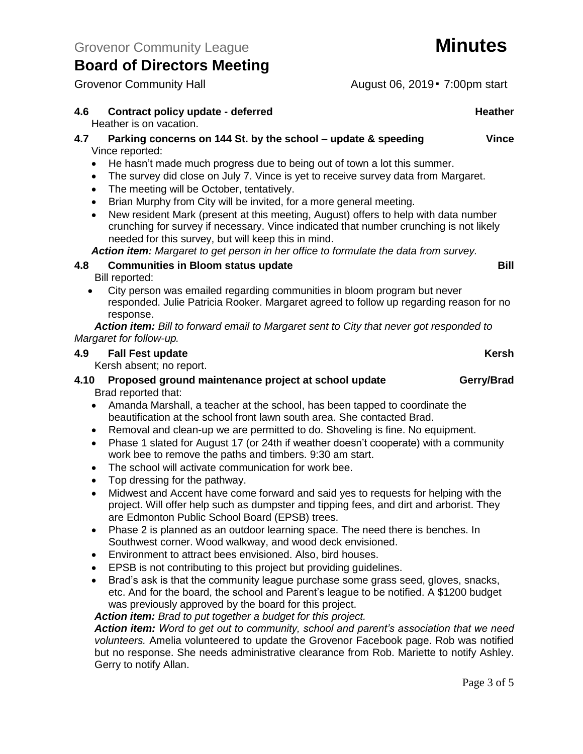# Grovenor Community League **Minutes**

## Board of Directors Meeting

Grovenor Community Hall August 06, 2019 ▪ 7:00pm start

**4.6 Contract policy update - deferred** **Heather**

Heather is on vacation.

**4.7 Parking concerns on 144 St. by the school – update & speeding** **Vince**

Vince reported:

- He hasn't made much progress due to being out of town a lot this summer.
- The survey did close on July 7. Vince is yet to receive survey data from Margaret.
- The meeting will be October, tentatively.
- Brian Murphy from City will be invited, for a more general meeting.
- New resident Mark (present at this meeting, August) offers to help with data number crunching for survey if necessary. Vince indicated that number crunching is not likely needed for this survey, but will keep this in mind.

***Action item:*** *Margaret to get person in her office to formulate the data from survey.*

**4.8 Communities in Bloom status update** **Bill**

Bill reported:

- City person was emailed regarding communities in bloom program but never responded. Julie Patricia Rooker. Margaret agreed to follow up regarding reason for no response.

***Action item:*** *Bill to forward email to Margaret sent to City that never got responded to Margaret for follow-up.*

**4.9 Fall Fest update** **Kersh**

Kersh absent; no report.

**4.10 Proposed ground maintenance project at school update** **Gerry/Brad**

Brad reported that:

- Amanda Marshall, a teacher at the school, has been tapped to coordinate the beautification at the school front lawn south area. She contacted Brad.
- Removal and clean-up we are permitted to do. Shoveling is fine. No equipment.
- Phase 1 slated for August 17 (or 24th if weather doesn't cooperate) with a community work bee to remove the paths and timbers. 9:30 am start.
- The school will activate communication for work bee.
- Top dressing for the pathway.
- Midwest and Accent have come forward and said yes to requests for helping with the project. Will offer help such as dumpster and tipping fees, and dirt and arborist. They are Edmonton Public School Board (EPSB) trees.
- Phase 2 is planned as an outdoor learning space. The need there is benches. In Southwest corner. Wood walkway, and wood deck envisioned.
- Environment to attract bees envisioned. Also, bird houses.
- EPSB is not contributing to this project but providing guidelines.
- Brad's ask is that the community league purchase some grass seed, gloves, snacks, etc. And for the board, the school and Parent's league to be notified. A $1200 budget was previously approved by the board for this project.

***Action item:*** *Brad to put together a budget for this project.*

***Action item:*** *Word to get out to community, school and parent's association that we need volunteers.* Amelia volunteered to update the Grovenor Facebook page. Rob was notified but no response. She needs administrative clearance from Rob. Mariette to notify Ashley. Gerry to notify Allan.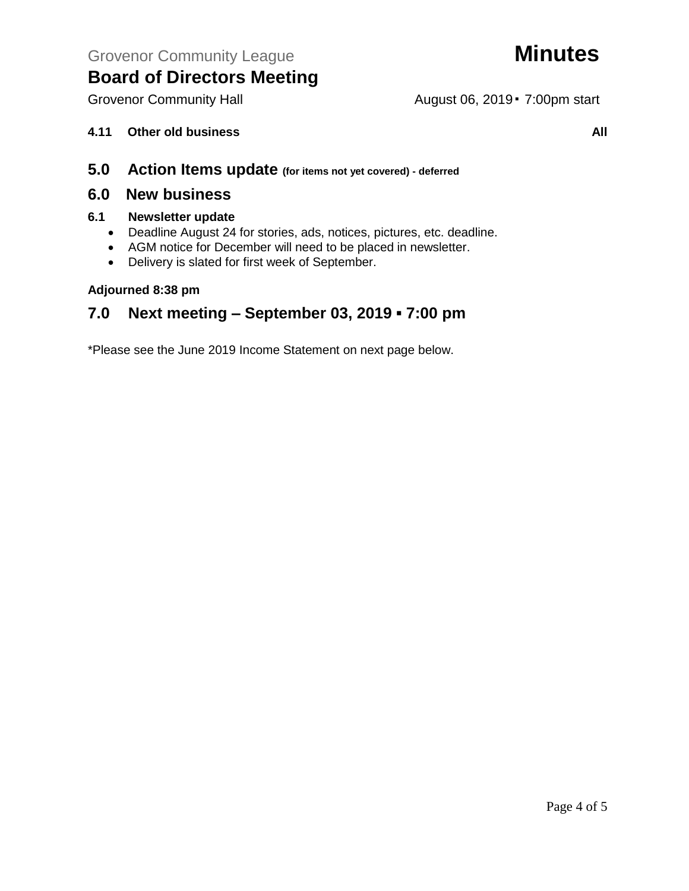Grovenor Community League **Minutes**

## Board of Directors Meeting

Grovenor Community Hall August 06, 2019 ▪ 7:00pm start

**4.11 Other old business** **All**

## 5.0 Action Items update (for items not yet covered) - deferred

## 6.0 New business

**6.1 Newsletter update**

- Deadline August 24 for stories, ads, notices, pictures, etc. deadline.
- AGM notice for December will need to be placed in newsletter.
- Delivery is slated for first week of September.

**Adjourned 8:38 pm**

## 7.0 Next meeting – September 03, 2019 ▪ 7:00 pm

*Please see the June 2019 Income Statement on next page below.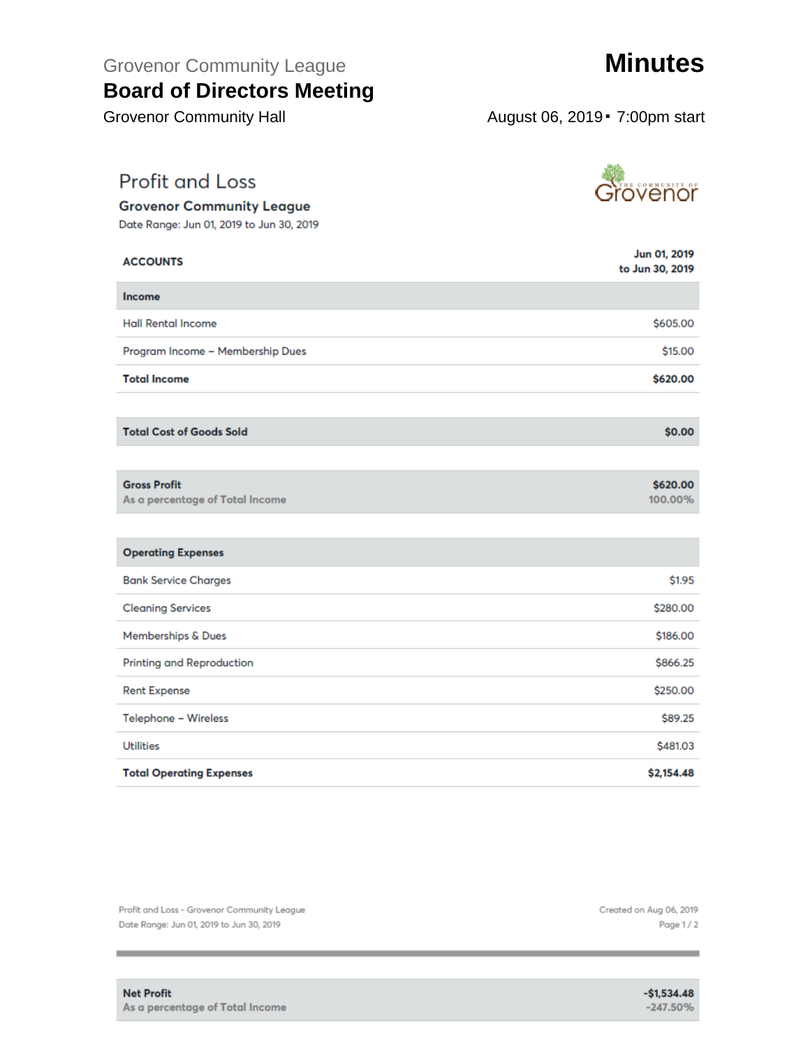# Profit and Loss

**Grovenor Community League**

Date Range: Jun 01, 2019 to Jun 30, 2019

| ACCOUNTS | Jun 01, 2019 to Jun 30, 2019 |
|---|---|
| **Income** | |
| Hall Rental Income | $605.00 |
| Program Income – Membership Dues | $15.00 |
| **Total Income** | **$620.00** |
| **Total Cost of Goods Sold** | **$0.00** |
| **Gross Profit** | **$620.00** |
| As a percentage of Total Income | 100.00% |
| **Operating Expenses** | |
| Bank Service Charges | $1.95 |
| Cleaning Services | $280.00 |
| Memberships & Dues | $186.00 |
| Printing and Reproduction | $866.25 |
| Rent Expense | $250.00 |
| Telephone – Wireless | $89.25 |
| Utilities | $481.03 |
| **Total Operating Expenses** | **$2,154.48** |
| **Net Profit** | **-$1,534.48** |
| As a percentage of Total Income | -247.50% |

Profit and Loss - Grovenor Community League
Date Range: Jun 01, 2019 to Jun 30, 2019

Created on Aug 06, 2019